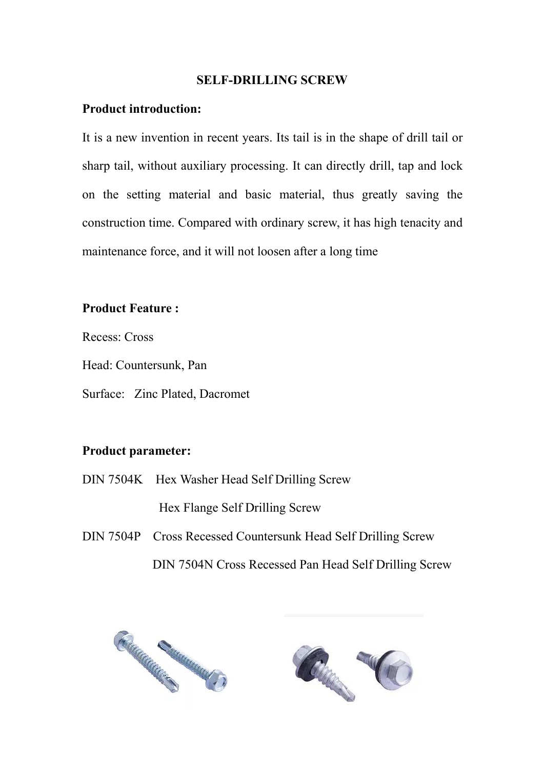# SELF-DRILLING SCREW

**Product introduction:**

It is a new invention in recent years. Its tail is in the shape of drill tail or sharp tail, without auxiliary processing. It can directly drill, tap and lock on the setting material and basic material, thus greatly saving the construction time. Compared with ordinary screw, it has high tenacity and maintenance force, and it will not loosen after a long time

**Product Feature :**

Recess: Cross

Head: Countersunk, Pan

Surface: Zinc Plated, Dacromet

**Product parameter:**

DIN 7504K Hex Washer Head Self Drilling Screw

Hex Flange Self Drilling Screw

DIN 7504P Cross Recessed Countersunk Head Self Drilling Screw

DIN 7504N Cross Recessed Pan Head Self Drilling Screw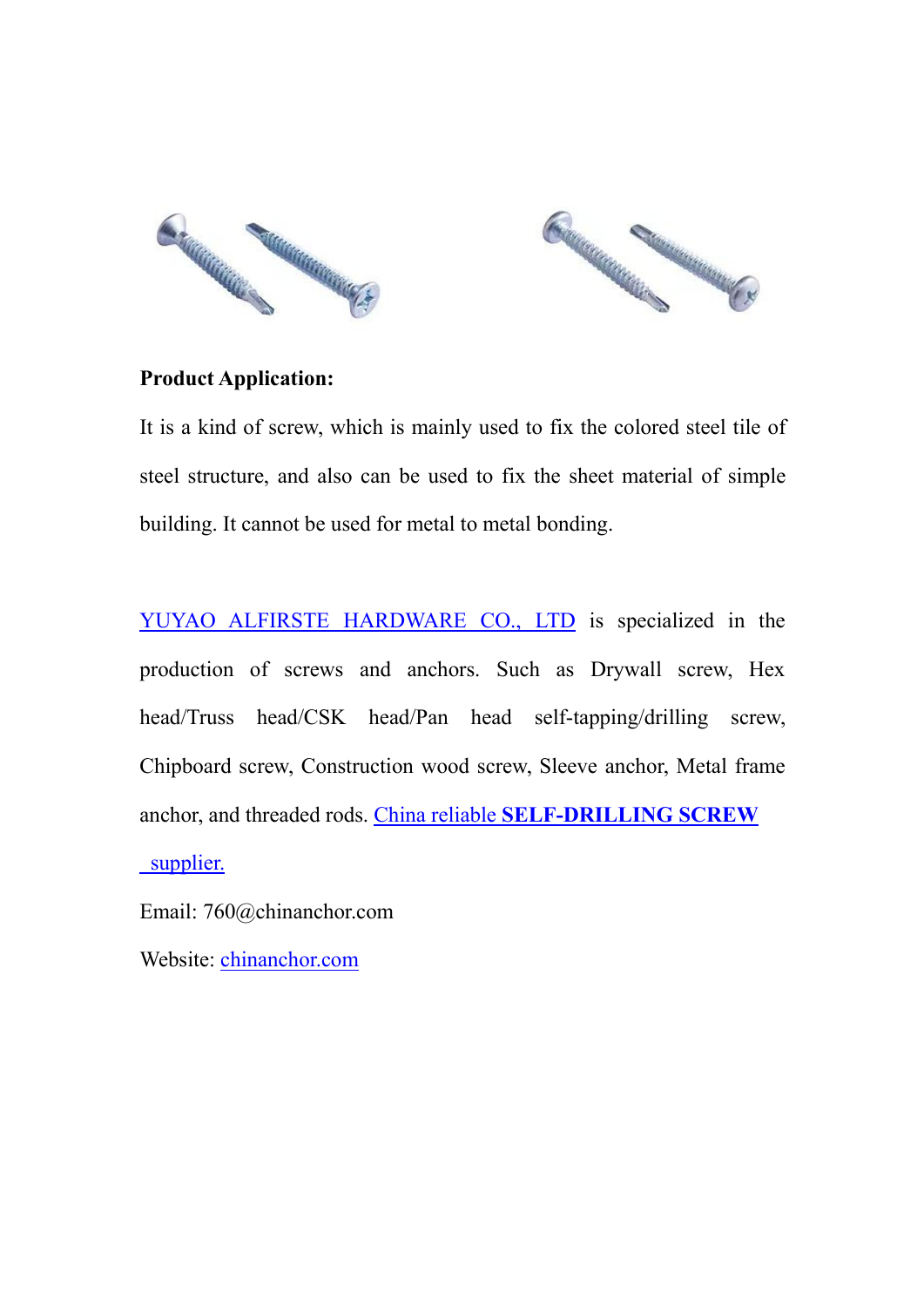**Product Application:**

It is a kind of screw, which is mainly used to fix the colored steel tile of steel structure, and also can be used to fix the sheet material of simple building. It cannot be used for metal to metal bonding.

YUYAO ALFIRSTE HARDWARE CO., LTD is specialized in the production of screws and anchors. Such as Drywall screw, Hex head/Truss head/CSK head/Pan head self-tapping/drilling screw, Chipboard screw, Construction wood screw, Sleeve anchor, Metal frame anchor, and threaded rods. China reliable **SELF-DRILLING SCREW** supplier.

Email: 760@chinanchor.com

Website: chinanchor.com